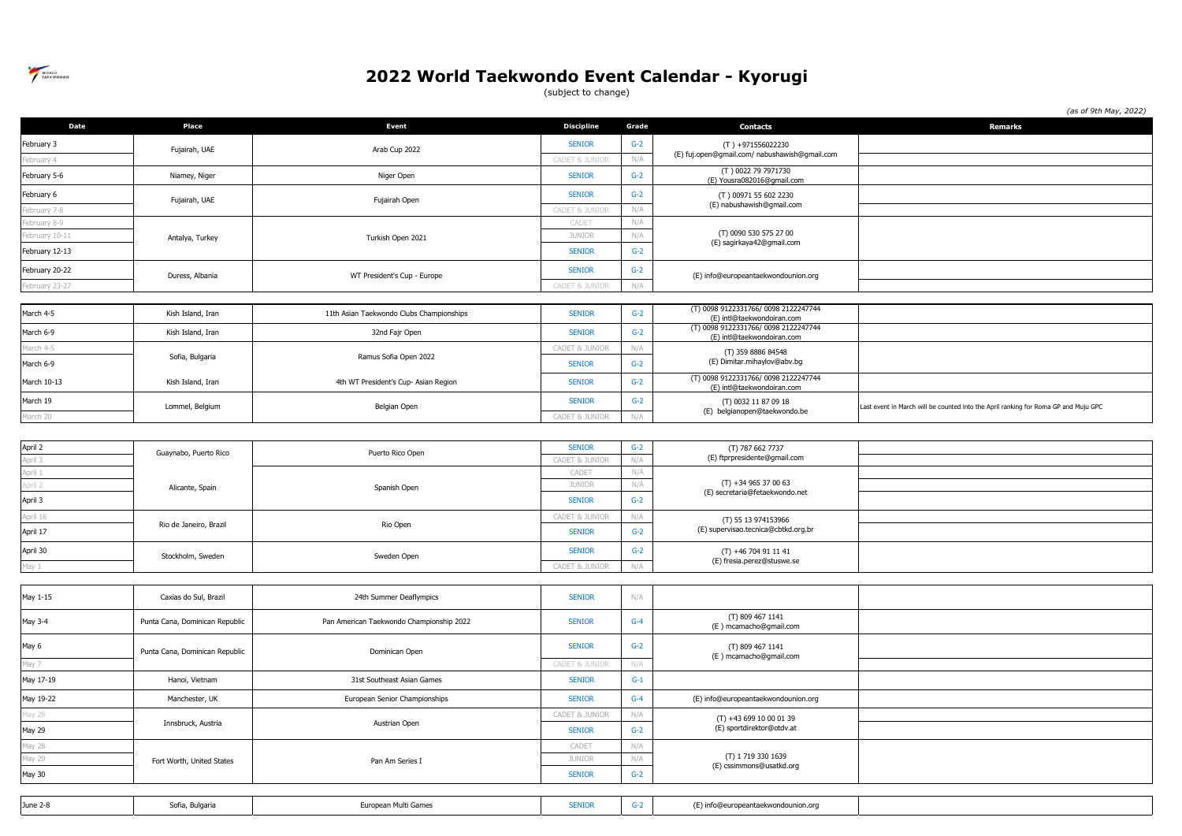# 2022 World Taekwondo Event Calendar - Kyorugi

(subject to change)

*(as of 9th May, 2022)*

| Date | Place | Event | Discipline | Grade | Contacts | Remarks |
|---|---|---|---|---|---|---|
| February 3 | Fujairah, UAE | Arab Cup 2022 | SENIOR | G-2 | (T ) +971556022230 (E) fuj.open@gmail.com/ nabushawish@gmail.com | |
| February 4 | | | CADET & JUNIOR | N/A | | |
| February 5-6 | Niamey, Niger | Niger Open | SENIOR | G-2 | (T ) 0022 79 7971730 (E) Yousra082016@gmail.com | |
| February 6 | Fujairah, UAE | Fujairah Open | SENIOR | G-2 | (T ) 00971 55 602 2230 (E) nabushawish@gmail.com | |
| February 7-8 | | | CADET & JUNIOR | N/A | | |
| February 8-9 | Antalya, Turkey | Turkish Open 2021 | CADET | N/A | (T) 0090 530 575 27 00 (E) sagirkaya42@gmail.com | |
| February 10-11 | | | JUNIOR | N/A | | |
| February 12-13 | | | SENIOR | G-2 | | |
| February 20-22 | Duress, Albania | WT President's Cup - Europe | SENIOR | G-2 | (E) info@europeantaekwondounion.org | |
| February 23-27 | | | CADET & JUNIOR | N/A | | |
| March 4-5 | Kish Island, Iran | 11th Asian Taekwondo Clubs Championships | SENIOR | G-2 | (T) 0098 9122331766/ 0098 2122247744 (E) intl@taekwondoiran.com | |
| March 6-9 | Kish Island, Iran | 32nd Fajr Open | SENIOR | G-2 | (T) 0098 9122331766/ 0098 2122247744 (E) intl@taekwondoiran.com | |
| March 4-5 | Sofia, Bulgaria | Ramus Sofia Open 2022 | CADET & JUNIOR | N/A | (T) 359 8886 84548 (E) Dimitar.mihaylov@abv.bg | |
| March 6-9 | | | SENIOR | G-2 | | |
| March 10-13 | Kish Island, Iran | 4th WT President's Cup- Asian Region | SENIOR | G-2 | (T) 0098 9122331766/ 0098 2122247744 (E) intl@taekwondoiran.com | |
| March 19 | Lommel, Belgium | Belgian Open | SENIOR | G-2 | (T) 0032 11 87 09 18 (E) belgianopen@taekwondo.be | Last event in March will be counted into the April ranking for Roma GP and Muju GPC |
| March 20 | | | CADET & JUNIOR | N/A | | |
| April 2 | Guaynabo, Puerto Rico | Puerto Rico Open | SENIOR | G-2 | (T) 787 662 7737 (E) ftprpresidente@gmail.com | |
| April 3 | | | CADET & JUNIOR | N/A | | |
| April 1 | Alicante, Spain | Spanish Open | CADET | N/A | (T) +34 965 37 00 63 (E) secretaria@fetaekwondo.net | |
| April 2 | | | JUNIOR | N/A | | |
| April 3 | | | SENIOR | G-2 | | |
| April 16 | Rio de Janeiro, Brazil | Rio Open | CADET & JUNIOR | N/A | (T) 55 13 974153966 (E) supervisao.tecnica@cbtkd.org.br | |
| April 17 | | | SENIOR | G-2 | | |
| April 30 | Stockholm, Sweden | Sweden Open | SENIOR | G-2 | (T) +46 704 91 11 41 (E) fresia.perez@stuswe.se | |
| May 1 | | | CADET & JUNIOR | N/A | | |
| May 1-15 | Caxias do Sul, Brazil | 24th Summer Deaflympics | SENIOR | N/A | | |
| May 3-4 | Punta Cana, Dominican Republic | Pan American Taekwondo Championship 2022 | SENIOR | G-4 | (T) 809 467 1141 (E ) mcamacho@gmail.com | |
| May 6 | Punta Cana, Dominican Republic | Dominican Open | SENIOR | G-2 | (T) 809 467 1141 (E ) mcamacho@gmail.com | |
| May 7 | | | CADET & JUNIOR | N/A | | |
| May 17-19 | Hanoi, Vietnam | 31st Southeast Asian Games | SENIOR | G-1 | | |
| May 19-22 | Manchester, UK | European Senior Championships | SENIOR | G-4 | (E) info@europeantaekwondounion.org | |
| May 28 | Innsbruck, Austria | Austrian Open | CADET & JUNIOR | N/A | (T) +43 699 10 00 01 39 (E) sportdirektor@otdv.at | |
| May 29 | | | SENIOR | G-2 | | |
| May 28 | Fort Worth, United States | Pan Am Series I | CADET | N/A | (T) 1 719 330 1639 (E) cssimmons@usatkd.org | |
| May 29 | | | JUNIOR | N/A | | |
| May 30 | | | SENIOR | G-2 | | |
| June 2-8 | Sofia, Bulgaria | European Multi Games | SENIOR | G-2 | (E) info@europeantaekwondounion.org | |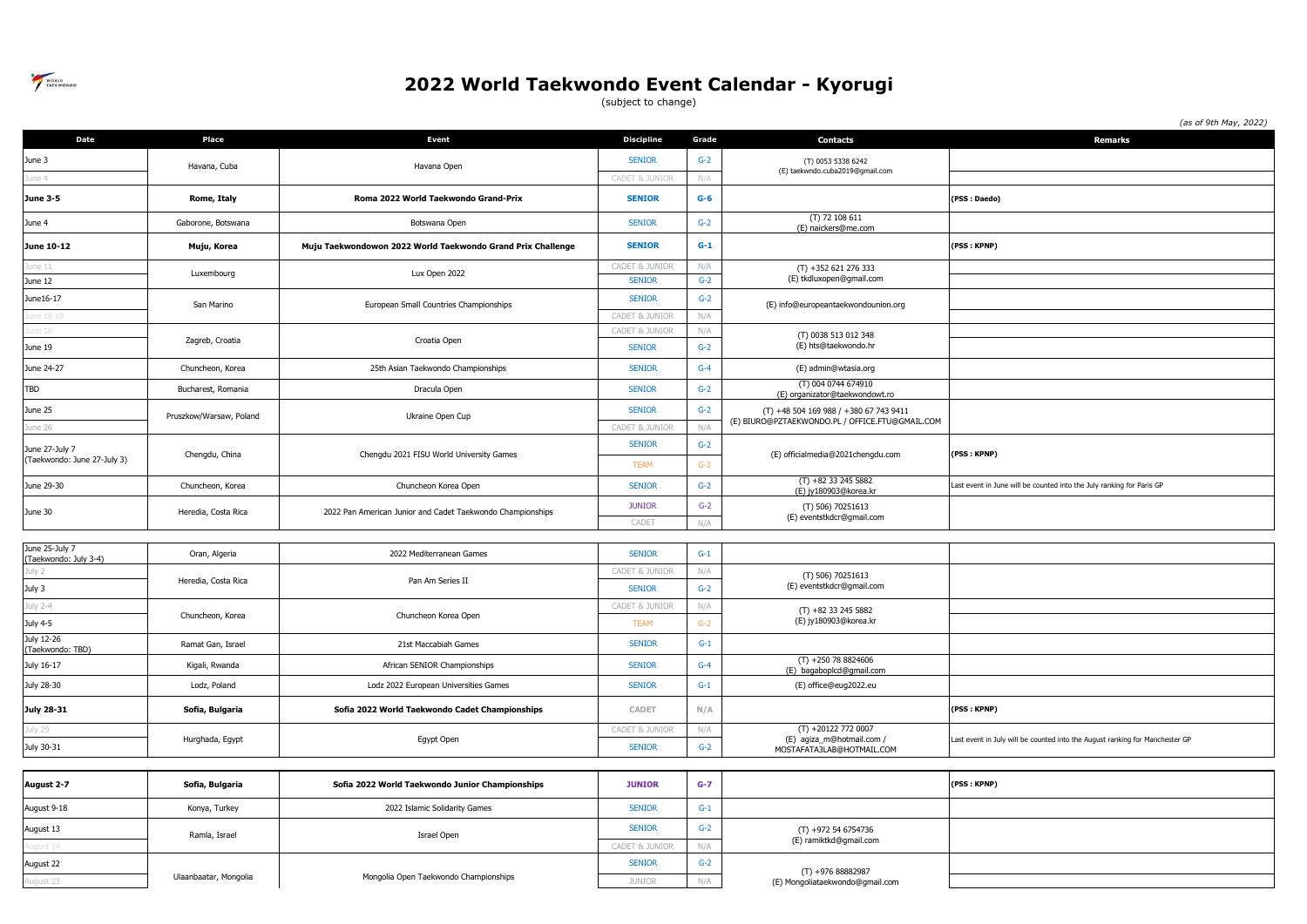# 2022 World Taekwondo Event Calendar - Kyorugi

(subject to change)

*(as of 9th May, 2022)*

| Date | Place | Event | Discipline | Grade | Contacts | Remarks |
|---|---|---|---|---|---|---|
| June 3 | Havana, Cuba | Havana Open | SENIOR | G-2 | (T) 0053 5338 6242 (E) taekwndo.cuba2019@gmail.com | |
| June 4 | | | CADET & JUNIOR | N/A | | |
| **June 3-5** | **Rome, Italy** | **Roma 2022 World Taekwondo Grand-Prix** | **SENIOR** | **G-6** | | **(PSS : Daedo)** |
| June 4 | Gaborone, Botswana | Botswana Open | SENIOR | G-2 | (T) 72 108 611 (E) naickers@me.com | |
| **June 10-12** | **Muju, Korea** | **Muju Taekwondowon 2022 World Taekwondo Grand Prix Challenge** | **SENIOR** | **G-1** | | **(PSS : KPNP)** |
| June 11 | Luxembourg | Lux Open 2022 | CADET & JUNIOR | N/A | (T) +352 621 276 333 (E) tkdluxopen@gmail.com | |
| June 12 | | | SENIOR | G-2 | | |
| June16-17 | San Marino | European Small Countries Championships | SENIOR | G-2 | (E) info@europeantaekwondounion.org | |
| June 18-19 | | | CADET & JUNIOR | N/A | | |
| June 18 | Zagreb, Croatia | Croatia Open | CADET & JUNIOR | N/A | (T) 0038 513 012 348 (E) hts@taekwondo.hr | |
| June 19 | | | SENIOR | G-2 | | |
| June 24-27 | Chuncheon, Korea | 25th Asian Taekwondo Championships | SENIOR | G-4 | (E) admin@wtasia.org | |
| TBD | Bucharest, Romania | Dracula Open | SENIOR | G-2 | (T) 004 0744 674910 (E) organizator@taekwondowt.ro | |
| June 25 | Pruszkow/Warsaw, Poland | Ukraine Open Cup | SENIOR | G-2 | (T) +48 504 169 988 / +380 67 743 9411 (E) BIURO@PZTAEKWONDO.PL / OFFICE.FTU@GMAIL.COM | |
| June 26 | | | CADET & JUNIOR | N/A | | |
| June 27-July 7 (Taekwondo: June 27-July 3) | Chengdu, China | Chengdu 2021 FISU World University Games | SENIOR | G-2 | (E) officialmedia@2021chengdu.com | (PSS : KPNP) |
| | | | TEAM | G-2 | | |
| June 29-30 | Chuncheon, Korea | Chuncheon Korea Open | SENIOR | G-2 | (T) +82 33 245 5882 (E) jy180903@korea.kr | Last event in June will be counted into the July ranking for Paris GP |
| June 30 | Heredia, Costa Rica | 2022 Pan American Junior and Cadet Taekwondo Championships | JUNIOR | G-2 | (T) 506) 70251613 (E) eventstkdcr@gmail.com | |
| | | | CADET | N/A | | |
| June 25-July 7 (Taekwondo: July 3-4) | Oran, Algeria | 2022 Mediterranean Games | SENIOR | G-1 | | |
| July 2 | Heredia, Costa Rica | Pan Am Series II | CADET & JUNIOR | N/A | (T) 506) 70251613 (E) eventstkdcr@gmail.com | |
| July 3 | | | SENIOR | G-2 | | |
| July 2-4 | Chuncheon, Korea | Chuncheon Korea Open | CADET & JUNIOR | N/A | (T) +82 33 245 5882 (E) jy180903@korea.kr | |
| July 4-5 | | | TEAM | G-2 | | |
| July 12-26 (Taekwondo: TBD) | Ramat Gan, Israel | 21st Maccabiah Games | SENIOR | G-1 | | |
| July 16-17 | Kigali, Rwanda | African SENIOR Championships | SENIOR | G-4 | (T) +250 78 8824606 (E) bagaboplcd@gmail.com | |
| July 28-30 | Lodz, Poland | Lodz 2022 European Universities Games | SENIOR | G-1 | (E) office@eug2022.eu | |
| **July 28-31** | **Sofia, Bulgaria** | **Sofia 2022 World Taekwondo Cadet Championships** | **CADET** | **N/A** | | **(PSS : KPNP)** |
| July 29 | Hurghada, Egypt | Egypt Open | CADET & JUNIOR | N/A | (T) +20122 772 0007 (E) agiza_m@hotmail.com / MOSTAFATA3LAB@HOTMAIL.COM | Last event in July will be counted into the August ranking for Manchester GP |
| July 30-31 | | | SENIOR | G-2 | | |
| **August 2-7** | **Sofia, Bulgaria** | **Sofia 2022 World Taekwondo Junior Championships** | **JUNIOR** | **G-7** | | **(PSS : KPNP)** |
| August 9-18 | Konya, Turkey | 2022 Islamic Solidarity Games | SENIOR | G-1 | | |
| August 13 | Ramla, Israel | Israel Open | SENIOR | G-2 | (T) +972 54 6754736 (E) ramiktkd@gmail.com | |
| August 14 | | | CADET & JUNIOR | N/A | | |
| August 22 | Ulaanbaatar, Mongolia | Mongolia Open Taekwondo Championships | SENIOR | G-2 | (T) +976 88882987 (E) Mongoliataekwondo@gmail.com | |
| August 23 | | | JUNIOR | N/A | | |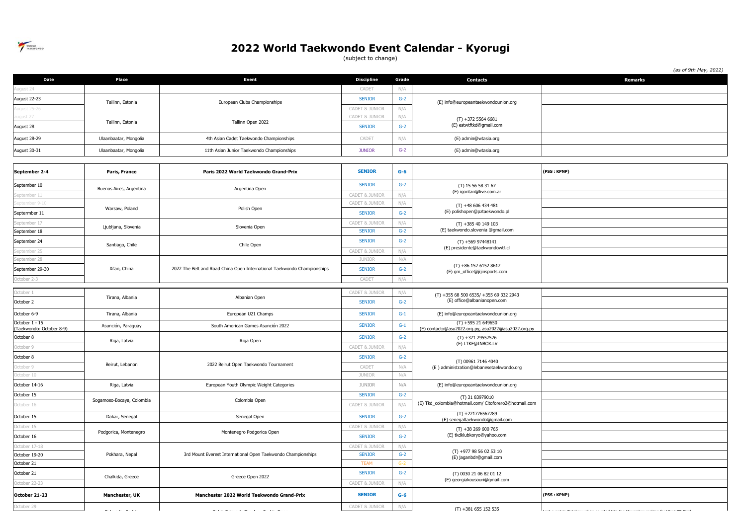# 2022 World Taekwondo Event Calendar - Kyorugi

(subject to change)

*(as of 9th May, 2022)*

| Date | Place | Event | Discipline | Grade | Contacts | Remarks |
|---|---|---|---|---|---|---|
| August 24 | | | CADET | N/A | | |
| August 22-23 | Tallinn, Estonia | European Clubs Championships | SENIOR | G-2 | (E) info@europeantaekwondounion.org | |
| August 25-26 | | | CADET & JUNIOR | N/A | | |
| August 27 | Tallinn, Estonia | Tallinn Open 2022 | CADET & JUNIOR | N/A | (T) +372 5564 6681<br>(E) estwtftkd@gmail.com | |
| August 28 | | | SENIOR | G-2 | | |
| August 28-29 | Ulaanbaatar, Mongolia | 4th Asian Cadet Taekwondo Championships | CADET | N/A | (E) admin@wtasia.org | |
| August 30-31 | Ulaanbaatar, Mongolia | 11th Asian Junior Taekwondo Championships | JUNIOR | G-2 | (E) admin@wtasia.org | |
| **September 2-4** | **Paris, France** | **Paris 2022 World Taekwondo Grand-Prix** | **SENIOR** | **G-6** | | **(PSS : KPNP)** |
| September 10 | Buenos Aires, Argentina | Argentina Open | SENIOR | G-2 | (T) 15 56 58 31 67<br>(E) igontan@live.com.ar | |
| September 11 | | | CADET & JUNIOR | N/A | | |
| September 9-10 | Warsaw, Poland | Polish Open | CADET & JUNIOR | N/A | (T) +48 606 434 481<br>(E) polishopen@pztaekwondo.pl | |
| Septermber 11 | | | SENIOR | G-2 | | |
| September 17 | Ljubljana, Slovenia | Slovenia Open | CADET & JUNIOR | N/A | (T) +385 40 149 103<br>(E) taekwondo.slovenia @gmail.com | |
| September 18 | | | SENIOR | G-2 | | |
| September 24 | Santiago, Chile | Chile Open | SENIOR | G-2 | (T) +569 97448141<br>(E) presidente@taekwondowtf.cl | |
| September 25 | | | CADET & JUNIOR | N/A | | |
| September 28 | Xi'an, China | 2022 The Belt and Road China Open International Taekwondo Championships | JUNIOR | N/A | (T) +86 152 6152 8617<br>(E) gm_office@jijinsports.com | |
| September 29-30 | | | SENIOR | G-2 | | |
| October 2-3 | | | CADET | N/A | | |
| October 1 | Tirana, Albania | Albanian Open | CADET & JUNIOR | N/A | (T) +355 68 500 6535/ +355 69 332 2943<br>(E) office@albanianopen.com | |
| October 2 | | | SENIOR | G-2 | | |
| October 6-9 | Tirana, Albania | European U21 Champs | SENIOR | G-1 | (E) info@europeantaekwondounion.org | |
| October 1 - 15<br>(Taekwondo: October 8-9) | Asunción, Paraguay | South American Games Asunción 2022 | SENIOR | G-1 | (T) +595 21 649650<br>(E) contacto@asu2022.org.py, asu2022@asu2022.org.py | |
| October 8 | Riga, Latvia | Riga Open | SENIOR | G-2 | (T) +371 29557526<br>(E) LTKF@INBOX.LV | |
| October 9 | | | CADET & JUNIOR | N/A | | |
| October 8 | Beirut, Lebanon | 2022 Beirut Open Taekwondo Tournament | SENIOR | G-2 | (T) 00961 7146 4040<br>(E ) administration@lebanesetaekwondo.org | |
| October 9 | | | CADET | N/A | | |
| October 10 | | | JUNIOR | N/A | | |
| October 14-16 | Riga, Latvia | European Youth Olympic Weight Categories | JUNIOR | N/A | (E) info@europeantaekwondounion.org | |
| October 15 | Sogamoso-Bocaya, Colombia | Colombia Open | SENIOR | G-2 | (T) 31 83979010<br>(E) Tkd_colombia@hotmail.com/ Citoforero2@hotmail.com | |
| October 16 | | | CADET & JUNIOR | N/A | | |
| October 15 | Dakar, Senegal | Senegal Open | SENIOR | G-2 | (T) +221776567789<br>(E) senegaltaekwondo@gmail.com | |
| October 15 | Podgorica, Montenegro | Montenegro Podgorica Open | CADET & JUNIOR | N/A | (T) +38 269 600 765<br>(E) tkdklubkoryo@yahoo.com | |
| October 16 | | | SENIOR | G-2 | | |
| October 17-18 | Pokhara, Nepal | 3rd Mount Everest International Open Taekwondo Championships | CADET & JUNIOR | N/A | (T) +977 98 56 02 53 10<br>(E) jaganbdr@gmail.com | |
| October 19-20 | | | SENIOR | G-2 | | |
| October 21 | | | TEAM | G-2 | | |
| October 21 | Chalkida, Greece | Greece Open 2022 | SENIOR | G-2 | (T) 0030 21 06 82 01 12<br>(E) georgiakousouri@gmail.com | |
| October 22-23 | | | CADET & JUNIOR | N/A | | |
| **October 21-23** | **Manchester, UK** | **Manchester 2022 World Taekwondo Grand-Prix** | **SENIOR** | **G-6** | | **(PSS : KPNP)** |
| October 29 | | | CADET & JUNIOR | N/A | (T) +381 655 152 535 | |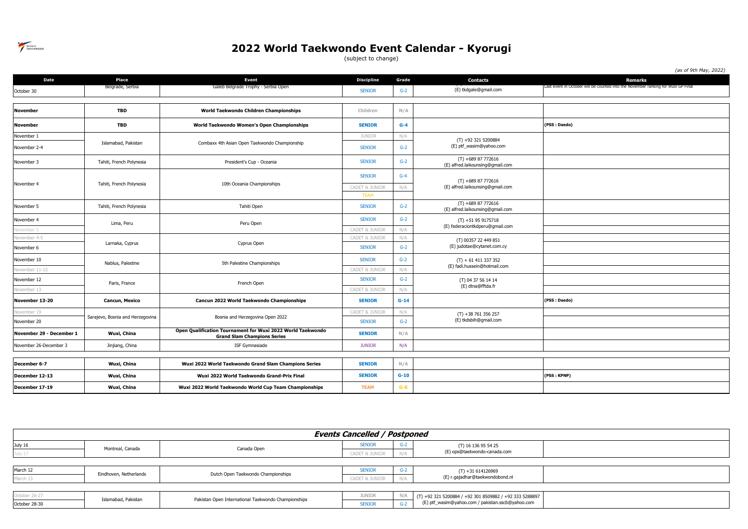# 2022 World Taekwondo Event Calendar - Kyorugi

(subject to change)

*(as of 9th May, 2022)*

| Date | Place | Event | Discipline | Grade | Contacts | Remarks |
|---|---|---|---|---|---|---|
| October 30 | Belgrade, Serbia | Galeb Belgrade Trophy - Serbia Open | SENIOR | G-2 | (E) tkdgale@gmail.com | Last event in October will be counted into the November ranking for Wuxi GP Final |
| **November** | **TBD** | **World Taekwondo Children Championships** | Children | N/A | | |
| **November** | **TBD** | **World Taekwondo Women's Open Championships** | **SENIOR** | **G-4** | | **(PSS : Daedo)** |
| November 1 | Islamabad, Pakistan | Combaxx 4th Asian Open Taekwondo Championship | JUNIOR | N/A | (T) +92 321 5200884 (E) ptf_wasim@yahoo.com | |
| November 2-4 | | | SENIOR | G-2 | | |
| November 3 | Tahiti, French Polynesia | President's Cup - Oceania | SENIOR | G-2 | (T) +689 87 772616 (E) alfred.laikounsing@gmail.com | |
| November 4 | Tahiti, French Polynesia | 10th Oceania Championships | SENIOR | G-4 | (T) +689 87 772616 (E) alfred.laikounsing@gmail.com | |
| | | | CADET & JUNIOR | N/A | | |
| | | | TEAM | | | |
| November 5 | Tahiti, French Polynesia | Tahiti Open | SENIOR | G-2 | (T) +689 87 772616 (E) alfred.laikounsing@gmail.com | |
| November 4 | Lima, Peru | Peru Open | SENIOR | G-2 | (T) +51 95 9175718 (E) federaciontkdperu@gmail.com | |
| November 5 | | | CADET & JUNIOR | N/A | | |
| November 4-5 | Larnaka, Cyprus | Cyprus Open | CADET & JUNIOR | N/A | (T) 00357 22 449 851 (E) judotae@cytanet.com.cy | |
| November 6 | | | SENIOR | G-2 | | |
| November 10 | Nablus, Palestine | 5th Palestine Championships | SENIOR | G-2 | (T) + 61 411 337 352 (E) fadi.hussein@hotmail.com | |
| November 11-12 | | | CADET & JUNIOR | N/A | | |
| November 12 | Paris, France | French Open | SENIOR | G-2 | (T) 04 37 56 14 14 (E) dtna@fftda.fr | |
| November 13 | | | CADET & JUNIOR | N/A | | |
| **November 13-20** | **Cancun, Mexico** | **Cancun 2022 World Taekwondo Championships** | **SENIOR** | **G-14** | | **(PSS : Daedo)** |
| November 19 | Sarajevo, Bosnia and Herzegovina | Bosnia and Herzegovina Open 2022 | CADET & JUNIOR | N/A | (T) +38 761 356 257 (E) tkdsbih@gmail.com | |
| November 20 | | | SENIOR | G-2 | | |
| **November 29 - December 1** | **Wuxi, China** | **Open Qualification Tournament for Wuxi 2022 World Taekwondo Grand Slam Champions Series** | **SENIOR** | **N/A** | | |
| November 26-December 3 | Jinjiang, China | ISF Gymnasiade | JUNIOR | N/A | | |
| **December 6-7** | **Wuxi, China** | **Wuxi 2022 World Taekwondo Grand Slam Champions Series** | **SENIOR** | **N/A** | | |
| **December 12-13** | **Wuxi, China** | **Wuxi 2022 World Taekwondo Grand-Prix Final** | **SENIOR** | **G-10** | | **(PSS : KPNP)** |
| **December 17-19** | **Wuxi, China** | **Wuxi 2022 World Taekwondo World Cup Team Championships** | **TEAM** | **G-8** | | |

## *Events Cancelled / Postponed*

| Date | Place | Event | Discipline | Grade | Contacts | Remarks |
|---|---|---|---|---|---|---|
| July 16 | Montreal, Canada | Canada Open | SENIOR | G-2 | (T) 16 136 95 54 25 (E) ops@taekwondo-canada.com | |
| July 17 | | | CADET & JUNIOR | N/A | | |
| March 12 | Eindhoven, Netherlands | Dutch Open Taekwondo Championships | SENIOR | G-2 | (T) +31 614126969 (E) r.gajadhar@taekwondobond.nl | |
| March 13 | | | CADET & JUNIOR | N/A | | |
| October 26-27 | Islamabad, Pakistan | Pakistan Open International Taekwondo Championships | JUNIOR | N/A | (T) +92 321 5200884 / +92 301 8509882 / +92 333 5288897 (E) ptf_wasim@yahoo.com / pakistan.sscb@yahoo.com | |
| October 28-30 | | | SENIOR | G-2 | | |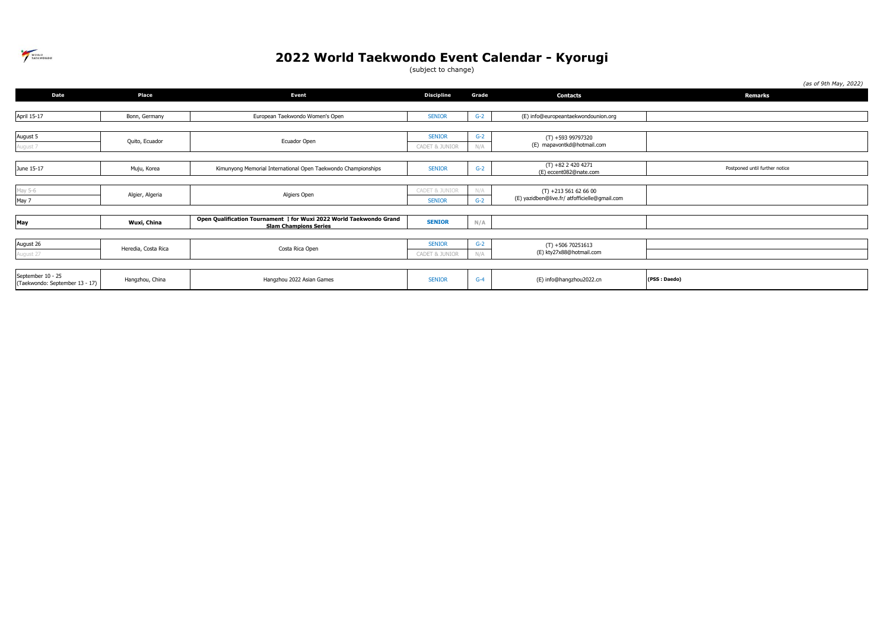# 2022 World Taekwondo Event Calendar - Kyorugi

(subject to change)

*(as of 9th May, 2022)*

| Date | Place | Event | Discipline | Grade | Contacts | Remarks |
|---|---|---|---|---|---|---|
| April 15-17 | Bonn, Germany | European Taekwondo Women's Open | SENIOR | G-2 | (E) info@europeantaekwondounion.org | |
| August 5 | Quito, Ecuador | Ecuador Open | SENIOR | G-2 | (T) +593 99797320<br>(E) mapavontkd@hotmail.com | |
| August 7 | | | CADET & JUNIOR | N/A | | |
| June 15-17 | Muju, Korea | Kimunyong Memorial International Open Taekwondo Championships | SENIOR | G-2 | (T) +82 2 420 4271<br>(E) eccent082@nate.com | Postponed until further notice |
| May 5-6 | Algier, Algeria | Algiers Open | CADET & JUNIOR | N/A | (T) +213 561 62 66 00<br>(E) yazidben@live.fr/ atfofficielle@gmail.com | |
| May 7 | | | SENIOR | G-2 | | |
| **May** | **Wuxi, China** | **Open Qualification Tournament Ⅰ for Wuxi 2022 World Taekwondo Grand Slam Champions Series** | **SENIOR** | **N/A** | | |
| August 26 | Heredia, Costa Rica | Costa Rica Open | SENIOR | G-2 | (T) +506 70251613<br>(E) kty27x88@hotmail.com | |
| August 27 | | | CADET & JUNIOR | N/A | | |
| September 10 - 25<br>(Taekwondo: September 13 - 17) | Hangzhou, China | Hangzhou 2022 Asian Games | SENIOR | G-4 | (E) info@hangzhou2022.cn | **(PSS : Daedo)** |